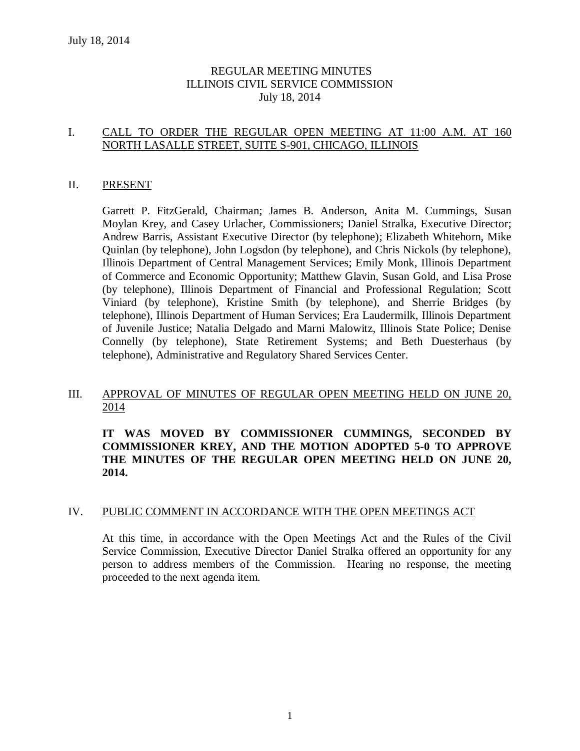# REGULAR MEETING MINUTES
# ILLINOIS CIVIL SERVICE COMMISSION
# July 18, 2014

## I. CALL TO ORDER THE REGULAR OPEN MEETING AT 11:00 A.M. AT 160 NORTH LASALLE STREET, SUITE S-901, CHICAGO, ILLINOIS

## II. PRESENT

Garrett P. FitzGerald, Chairman; James B. Anderson, Anita M. Cummings, Susan Moylan Krey, and Casey Urlacher, Commissioners; Daniel Stralka, Executive Director; Andrew Barris, Assistant Executive Director (by telephone); Elizabeth Whitehorn, Mike Quinlan (by telephone), John Logsdon (by telephone), and Chris Nickols (by telephone), Illinois Department of Central Management Services; Emily Monk, Illinois Department of Commerce and Economic Opportunity; Matthew Glavin, Susan Gold, and Lisa Prose (by telephone), Illinois Department of Financial and Professional Regulation; Scott Viniard (by telephone), Kristine Smith (by telephone), and Sherrie Bridges (by telephone), Illinois Department of Human Services; Era Laudermilk, Illinois Department of Juvenile Justice; Natalia Delgado and Marni Malowitz, Illinois State Police; Denise Connelly (by telephone), State Retirement Systems; and Beth Duesterhaus (by telephone), Administrative and Regulatory Shared Services Center.

## III. APPROVAL OF MINUTES OF REGULAR OPEN MEETING HELD ON JUNE 20, 2014

**IT WAS MOVED BY COMMISSIONER CUMMINGS, SECONDED BY COMMISSIONER KREY, AND THE MOTION ADOPTED 5-0 TO APPROVE THE MINUTES OF THE REGULAR OPEN MEETING HELD ON JUNE 20, 2014.**

## IV. PUBLIC COMMENT IN ACCORDANCE WITH THE OPEN MEETINGS ACT

At this time, in accordance with the Open Meetings Act and the Rules of the Civil Service Commission, Executive Director Daniel Stralka offered an opportunity for any person to address members of the Commission. Hearing no response, the meeting proceeded to the next agenda item.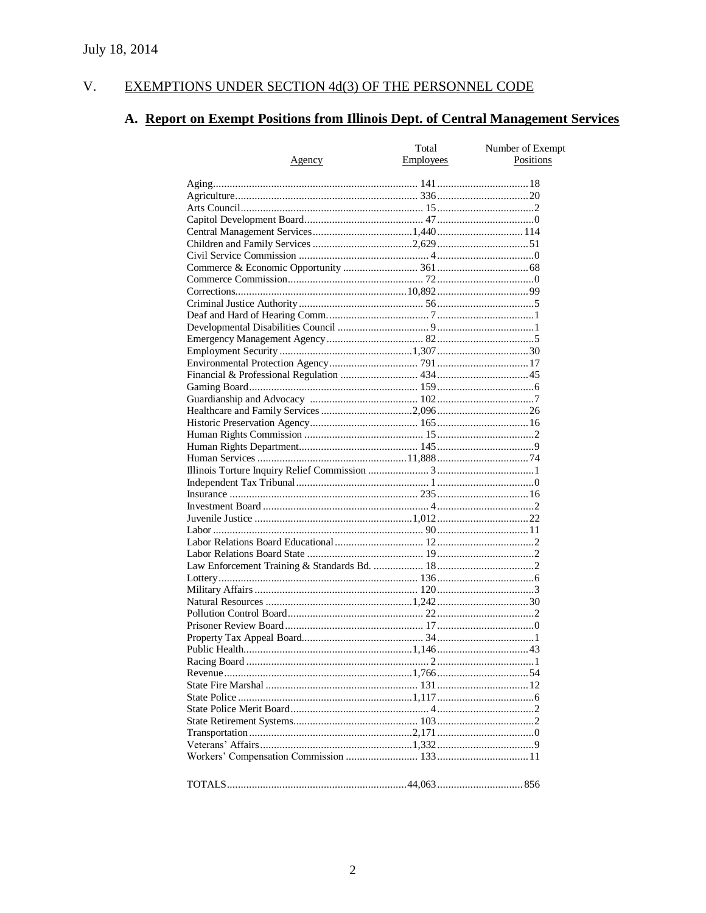July 18, 2014

## V. EXEMPTIONS UNDER SECTION 4d(3) OF THE PERSONNEL CODE

### A. Report on Exempt Positions from Illinois Dept. of Central Management Services

| Agency | Total Employees | Number of Exempt Positions |
|---|---|---|
| Aging | 141 | 18 |
| Agriculture | 336 | 20 |
| Arts Council | 15 | 2 |
| Capitol Development Board | 47 | 0 |
| Central Management Services | 1,440 | 114 |
| Children and Family Services | 2,629 | 51 |
| Civil Service Commission | 4 | 0 |
| Commerce & Economic Opportunity | 361 | 68 |
| Commerce Commission | 72 | 0 |
| Corrections | 10,892 | 99 |
| Criminal Justice Authority | 56 | 5 |
| Deaf and Hard of Hearing Comm. | 7 | 1 |
| Developmental Disabilities Council | 9 | 1 |
| Emergency Management Agency | 82 | 5 |
| Employment Security | 1,307 | 30 |
| Environmental Protection Agency | 791 | 17 |
| Financial & Professional Regulation | 434 | 45 |
| Gaming Board | 159 | 6 |
| Guardianship and Advocacy | 102 | 7 |
| Healthcare and Family Services | 2,096 | 26 |
| Historic Preservation Agency | 165 | 16 |
| Human Rights Commission | 15 | 2 |
| Human Rights Department | 145 | 9 |
| Human Services | 11,888 | 74 |
| Illinois Torture Inquiry Relief Commission | 3 | 1 |
| Independent Tax Tribunal | 1 | 0 |
| Insurance | 235 | 16 |
| Investment Board | 4 | 2 |
| Juvenile Justice | 1,012 | 22 |
| Labor | 90 | 11 |
| Labor Relations Board Educational | 12 | 2 |
| Labor Relations Board State | 19 | 2 |
| Law Enforcement Training & Standards Bd. | 18 | 2 |
| Lottery | 136 | 6 |
| Military Affairs | 120 | 3 |
| Natural Resources | 1,242 | 30 |
| Pollution Control Board | 22 | 2 |
| Prisoner Review Board | 17 | 0 |
| Property Tax Appeal Board | 34 | 1 |
| Public Health | 1,146 | 43 |
| Racing Board | 2 | 1 |
| Revenue | 1,766 | 54 |
| State Fire Marshal | 131 | 12 |
| State Police | 1,117 | 6 |
| State Police Merit Board | 4 | 2 |
| State Retirement Systems | 103 | 2 |
| Transportation | 2,171 | 0 |
| Veterans' Affairs | 1,332 | 9 |
| Workers' Compensation Commission | 133 | 11 |
| TOTALS | 44,063 | 856 |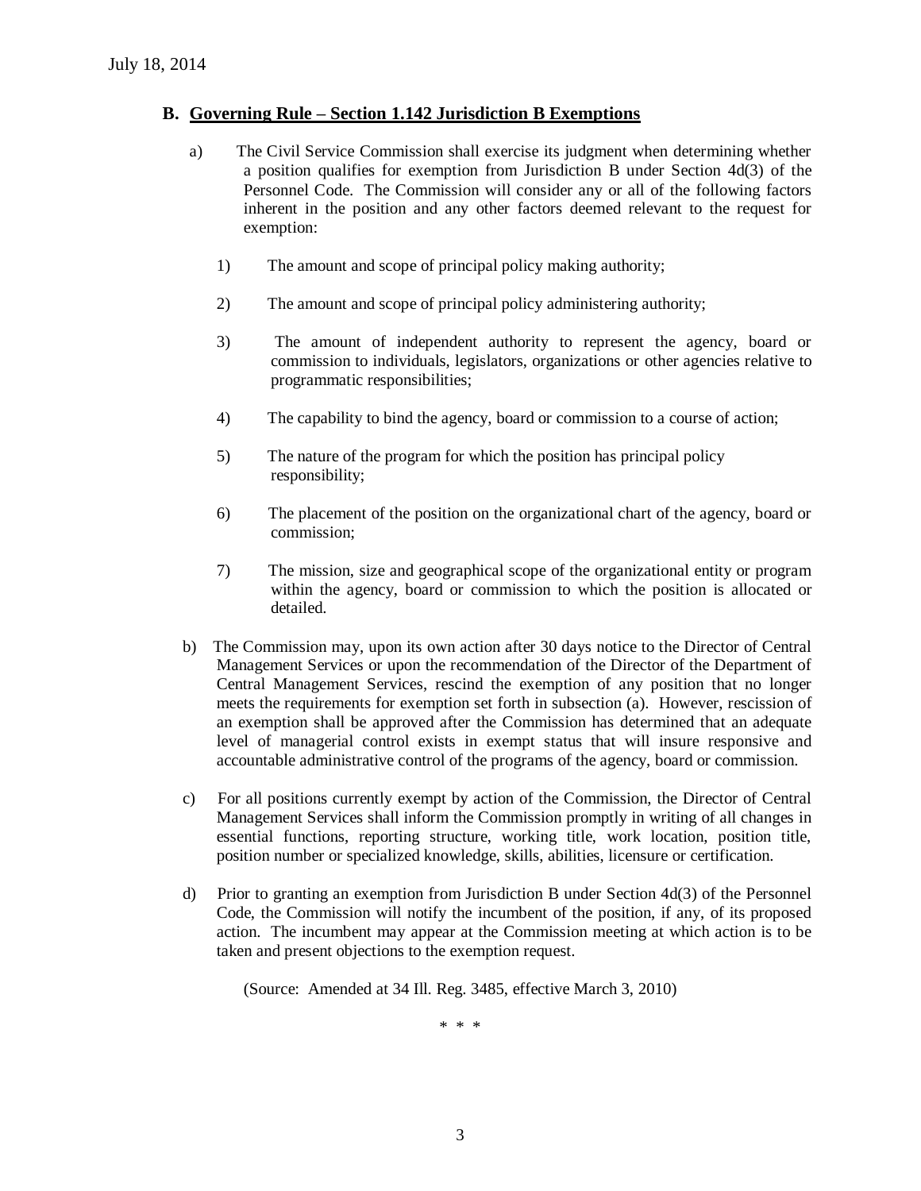### B. Governing Rule – Section 1.142 Jurisdiction B Exemptions

a) The Civil Service Commission shall exercise its judgment when determining whether a position qualifies for exemption from Jurisdiction B under Section 4d(3) of the Personnel Code. The Commission will consider any or all of the following factors inherent in the position and any other factors deemed relevant to the request for exemption:

1) The amount and scope of principal policy making authority;

2) The amount and scope of principal policy administering authority;

3) The amount of independent authority to represent the agency, board or commission to individuals, legislators, organizations or other agencies relative to programmatic responsibilities;

4) The capability to bind the agency, board or commission to a course of action;

5) The nature of the program for which the position has principal policy responsibility;

6) The placement of the position on the organizational chart of the agency, board or commission;

7) The mission, size and geographical scope of the organizational entity or program within the agency, board or commission to which the position is allocated or detailed.

b) The Commission may, upon its own action after 30 days notice to the Director of Central Management Services or upon the recommendation of the Director of the Department of Central Management Services, rescind the exemption of any position that no longer meets the requirements for exemption set forth in subsection (a). However, rescission of an exemption shall be approved after the Commission has determined that an adequate level of managerial control exists in exempt status that will insure responsive and accountable administrative control of the programs of the agency, board or commission.

c) For all positions currently exempt by action of the Commission, the Director of Central Management Services shall inform the Commission promptly in writing of all changes in essential functions, reporting structure, working title, work location, position title, position number or specialized knowledge, skills, abilities, licensure or certification.

d) Prior to granting an exemption from Jurisdiction B under Section 4d(3) of the Personnel Code, the Commission will notify the incumbent of the position, if any, of its proposed action. The incumbent may appear at the Commission meeting at which action is to be taken and present objections to the exemption request.

(Source: Amended at 34 Ill. Reg. 3485, effective March 3, 2010)

\* \* \*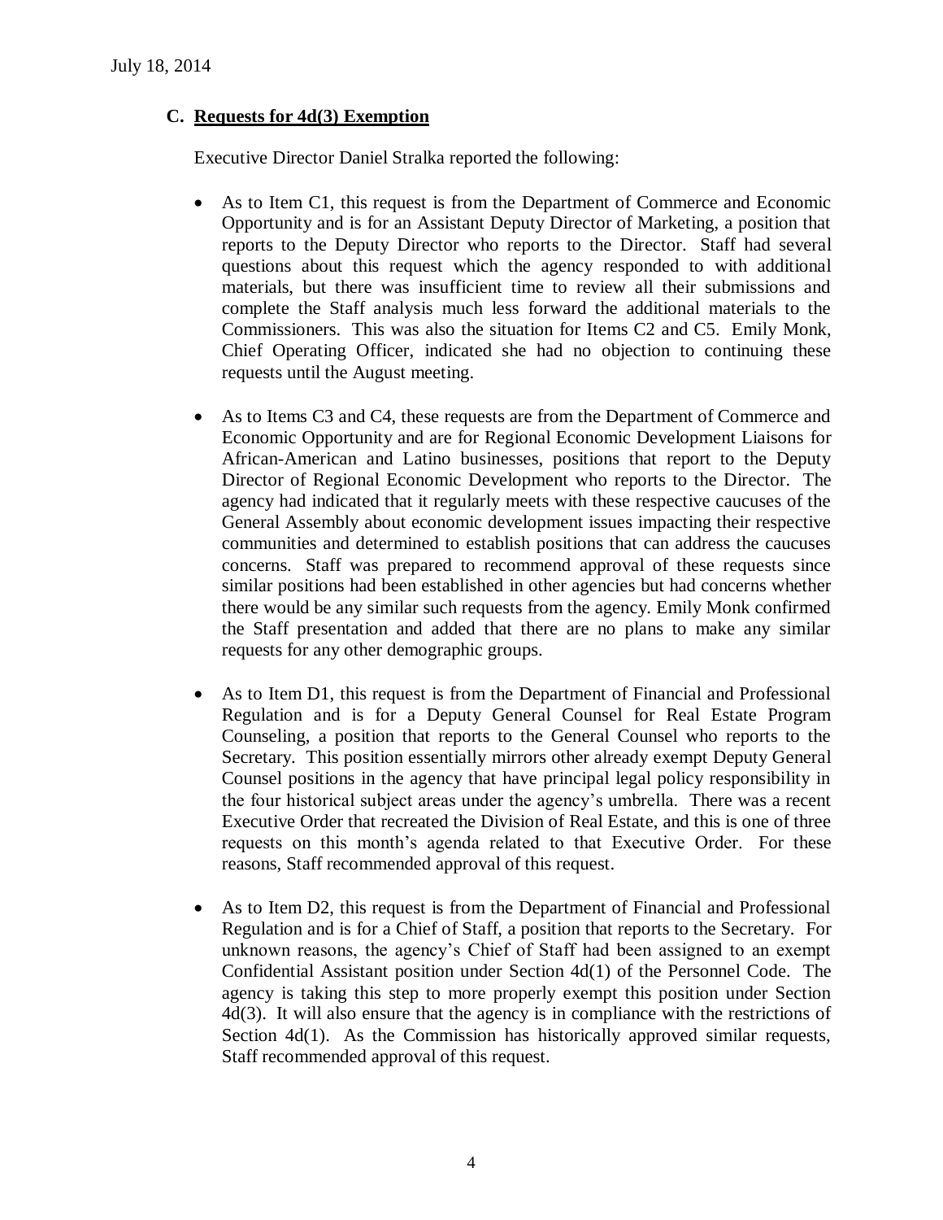July 18, 2014

## C. Requests for 4d(3) Exemption

Executive Director Daniel Stralka reported the following:

- As to Item C1, this request is from the Department of Commerce and Economic Opportunity and is for an Assistant Deputy Director of Marketing, a position that reports to the Deputy Director who reports to the Director. Staff had several questions about this request which the agency responded to with additional materials, but there was insufficient time to review all their submissions and complete the Staff analysis much less forward the additional materials to the Commissioners. This was also the situation for Items C2 and C5. Emily Monk, Chief Operating Officer, indicated she had no objection to continuing these requests until the August meeting.

- As to Items C3 and C4, these requests are from the Department of Commerce and Economic Opportunity and are for Regional Economic Development Liaisons for African-American and Latino businesses, positions that report to the Deputy Director of Regional Economic Development who reports to the Director. The agency had indicated that it regularly meets with these respective caucuses of the General Assembly about economic development issues impacting their respective communities and determined to establish positions that can address the caucuses concerns. Staff was prepared to recommend approval of these requests since similar positions had been established in other agencies but had concerns whether there would be any similar such requests from the agency. Emily Monk confirmed the Staff presentation and added that there are no plans to make any similar requests for any other demographic groups.

- As to Item D1, this request is from the Department of Financial and Professional Regulation and is for a Deputy General Counsel for Real Estate Program Counseling, a position that reports to the General Counsel who reports to the Secretary. This position essentially mirrors other already exempt Deputy General Counsel positions in the agency that have principal legal policy responsibility in the four historical subject areas under the agency's umbrella. There was a recent Executive Order that recreated the Division of Real Estate, and this is one of three requests on this month's agenda related to that Executive Order. For these reasons, Staff recommended approval of this request.

- As to Item D2, this request is from the Department of Financial and Professional Regulation and is for a Chief of Staff, a position that reports to the Secretary. For unknown reasons, the agency's Chief of Staff had been assigned to an exempt Confidential Assistant position under Section 4d(1) of the Personnel Code. The agency is taking this step to more properly exempt this position under Section 4d(3). It will also ensure that the agency is in compliance with the restrictions of Section 4d(1). As the Commission has historically approved similar requests, Staff recommended approval of this request.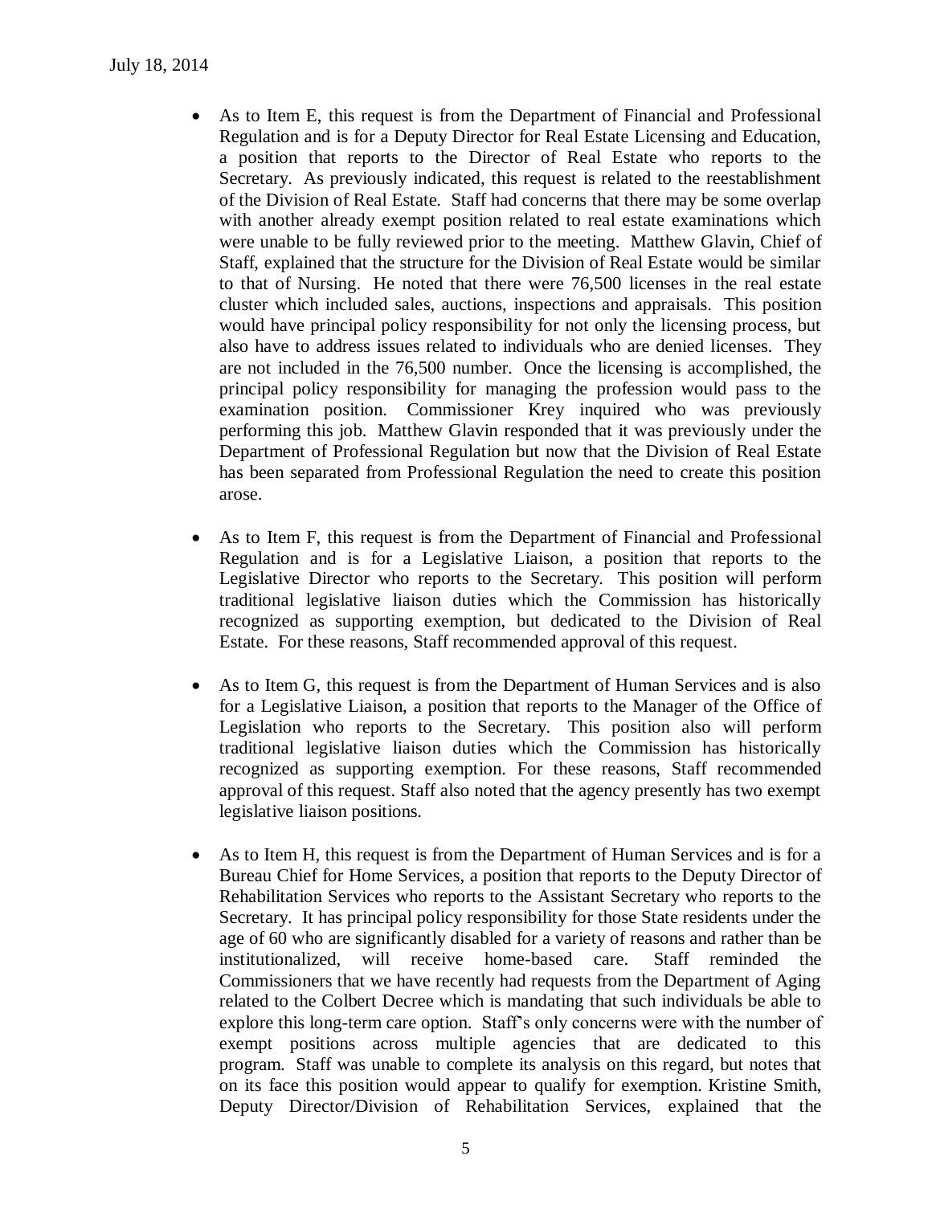- As to Item E, this request is from the Department of Financial and Professional Regulation and is for a Deputy Director for Real Estate Licensing and Education, a position that reports to the Director of Real Estate who reports to the Secretary. As previously indicated, this request is related to the reestablishment of the Division of Real Estate. Staff had concerns that there may be some overlap with another already exempt position related to real estate examinations which were unable to be fully reviewed prior to the meeting. Matthew Glavin, Chief of Staff, explained that the structure for the Division of Real Estate would be similar to that of Nursing. He noted that there were 76,500 licenses in the real estate cluster which included sales, auctions, inspections and appraisals. This position would have principal policy responsibility for not only the licensing process, but also have to address issues related to individuals who are denied licenses. They are not included in the 76,500 number. Once the licensing is accomplished, the principal policy responsibility for managing the profession would pass to the examination position. Commissioner Krey inquired who was previously performing this job. Matthew Glavin responded that it was previously under the Department of Professional Regulation but now that the Division of Real Estate has been separated from Professional Regulation the need to create this position arose.

- As to Item F, this request is from the Department of Financial and Professional Regulation and is for a Legislative Liaison, a position that reports to the Legislative Director who reports to the Secretary. This position will perform traditional legislative liaison duties which the Commission has historically recognized as supporting exemption, but dedicated to the Division of Real Estate. For these reasons, Staff recommended approval of this request.

- As to Item G, this request is from the Department of Human Services and is also for a Legislative Liaison, a position that reports to the Manager of the Office of Legislation who reports to the Secretary. This position also will perform traditional legislative liaison duties which the Commission has historically recognized as supporting exemption. For these reasons, Staff recommended approval of this request. Staff also noted that the agency presently has two exempt legislative liaison positions.

- As to Item H, this request is from the Department of Human Services and is for a Bureau Chief for Home Services, a position that reports to the Deputy Director of Rehabilitation Services who reports to the Assistant Secretary who reports to the Secretary. It has principal policy responsibility for those State residents under the age of 60 who are significantly disabled for a variety of reasons and rather than be institutionalized, will receive home-based care. Staff reminded the Commissioners that we have recently had requests from the Department of Aging related to the Colbert Decree which is mandating that such individuals be able to explore this long-term care option. Staff's only concerns were with the number of exempt positions across multiple agencies that are dedicated to this program. Staff was unable to complete its analysis on this regard, but notes that on its face this position would appear to qualify for exemption. Kristine Smith, Deputy Director/Division of Rehabilitation Services, explained that the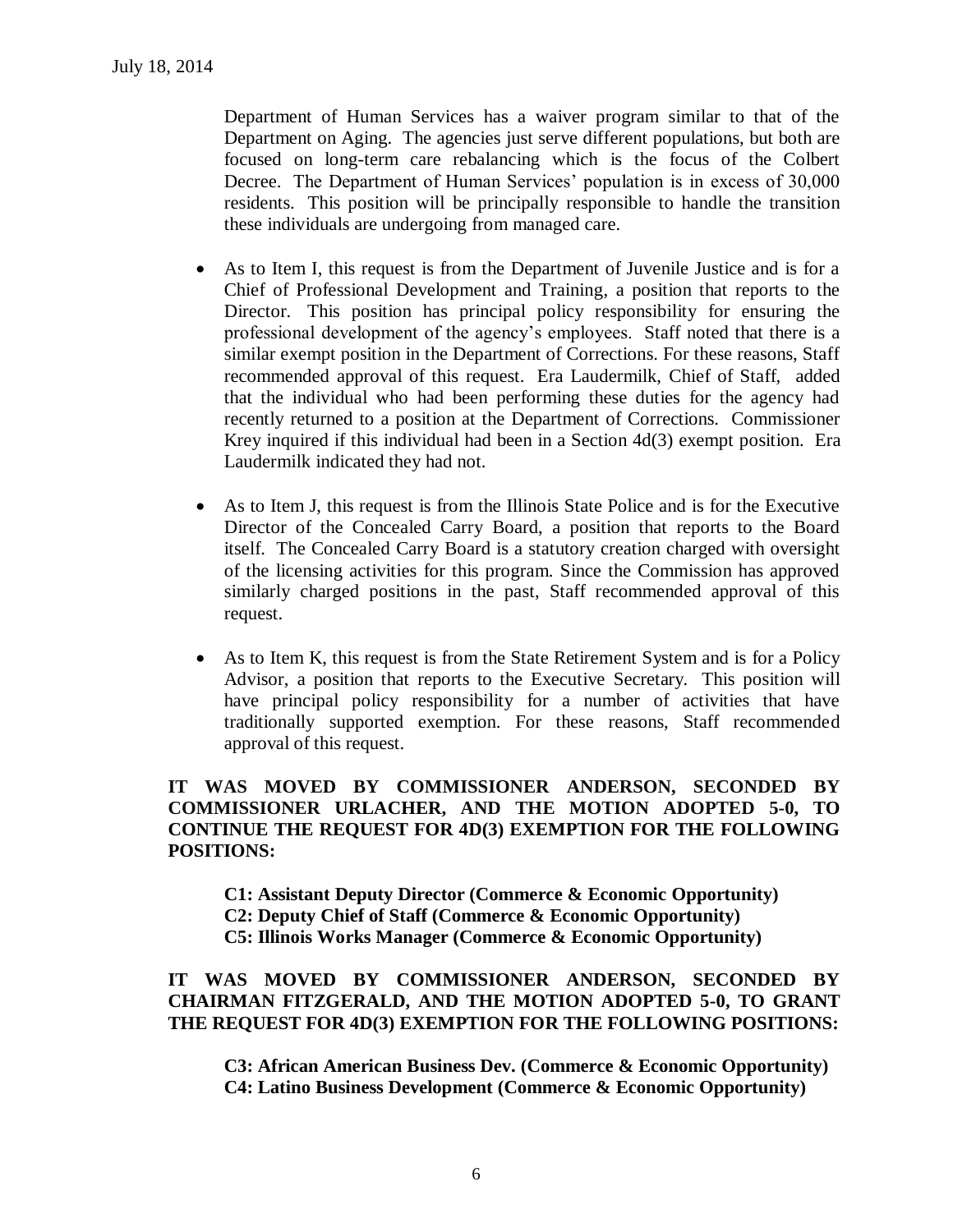Department of Human Services has a waiver program similar to that of the Department on Aging. The agencies just serve different populations, but both are focused on long-term care rebalancing which is the focus of the Colbert Decree. The Department of Human Services' population is in excess of 30,000 residents. This position will be principally responsible to handle the transition these individuals are undergoing from managed care.

- As to Item I, this request is from the Department of Juvenile Justice and is for a Chief of Professional Development and Training, a position that reports to the Director. This position has principal policy responsibility for ensuring the professional development of the agency's employees. Staff noted that there is a similar exempt position in the Department of Corrections. For these reasons, Staff recommended approval of this request. Era Laudermilk, Chief of Staff, added that the individual who had been performing these duties for the agency had recently returned to a position at the Department of Corrections. Commissioner Krey inquired if this individual had been in a Section 4d(3) exempt position. Era Laudermilk indicated they had not.

- As to Item J, this request is from the Illinois State Police and is for the Executive Director of the Concealed Carry Board, a position that reports to the Board itself. The Concealed Carry Board is a statutory creation charged with oversight of the licensing activities for this program. Since the Commission has approved similarly charged positions in the past, Staff recommended approval of this request.

- As to Item K, this request is from the State Retirement System and is for a Policy Advisor, a position that reports to the Executive Secretary. This position will have principal policy responsibility for a number of activities that have traditionally supported exemption. For these reasons, Staff recommended approval of this request.

**IT WAS MOVED BY COMMISSIONER ANDERSON, SECONDED BY COMMISSIONER URLACHER, AND THE MOTION ADOPTED 5-0, TO CONTINUE THE REQUEST FOR 4D(3) EXEMPTION FOR THE FOLLOWING POSITIONS:**

**C1: Assistant Deputy Director (Commerce & Economic Opportunity)**
**C2: Deputy Chief of Staff (Commerce & Economic Opportunity)**
**C5: Illinois Works Manager (Commerce & Economic Opportunity)**

**IT WAS MOVED BY COMMISSIONER ANDERSON, SECONDED BY CHAIRMAN FITZGERALD, AND THE MOTION ADOPTED 5-0, TO GRANT THE REQUEST FOR 4D(3) EXEMPTION FOR THE FOLLOWING POSITIONS:**

**C3: African American Business Dev. (Commerce & Economic Opportunity)**
**C4: Latino Business Development (Commerce & Economic Opportunity)**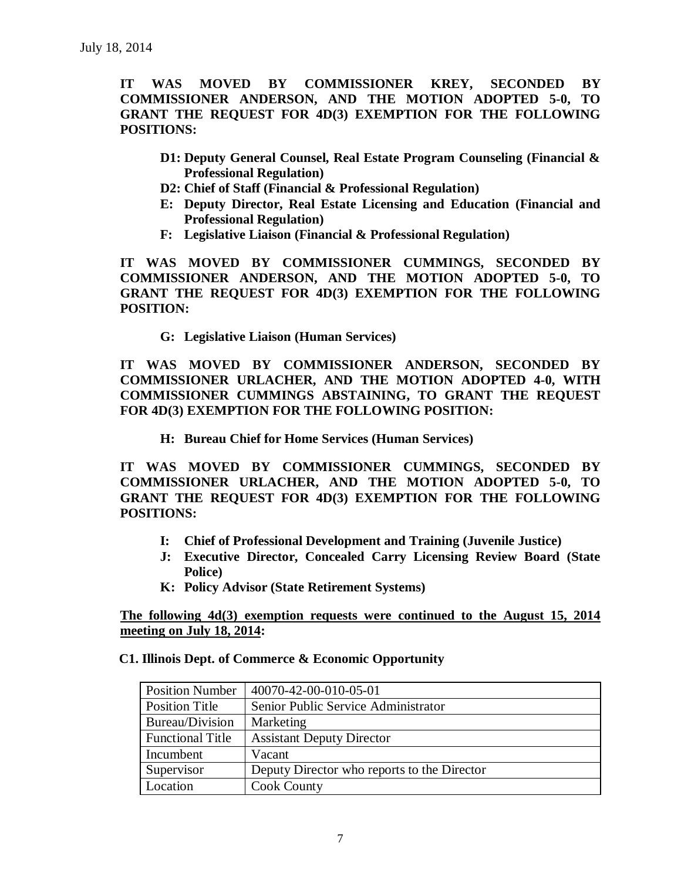**IT WAS MOVED BY COMMISSIONER KREY, SECONDED BY COMMISSIONER ANDERSON, AND THE MOTION ADOPTED 5-0, TO GRANT THE REQUEST FOR 4D(3) EXEMPTION FOR THE FOLLOWING POSITIONS:**

- **D1: Deputy General Counsel, Real Estate Program Counseling (Financial & Professional Regulation)**
- **D2: Chief of Staff (Financial & Professional Regulation)**
- **E: Deputy Director, Real Estate Licensing and Education (Financial and Professional Regulation)**
- **F: Legislative Liaison (Financial & Professional Regulation)**

**IT WAS MOVED BY COMMISSIONER CUMMINGS, SECONDED BY COMMISSIONER ANDERSON, AND THE MOTION ADOPTED 5-0, TO GRANT THE REQUEST FOR 4D(3) EXEMPTION FOR THE FOLLOWING POSITION:**

- **G: Legislative Liaison (Human Services)**

**IT WAS MOVED BY COMMISSIONER ANDERSON, SECONDED BY COMMISSIONER URLACHER, AND THE MOTION ADOPTED 4-0, WITH COMMISSIONER CUMMINGS ABSTAINING, TO GRANT THE REQUEST FOR 4D(3) EXEMPTION FOR THE FOLLOWING POSITION:**

- **H: Bureau Chief for Home Services (Human Services)**

**IT WAS MOVED BY COMMISSIONER CUMMINGS, SECONDED BY COMMISSIONER URLACHER, AND THE MOTION ADOPTED 5-0, TO GRANT THE REQUEST FOR 4D(3) EXEMPTION FOR THE FOLLOWING POSITIONS:**

- **I: Chief of Professional Development and Training (Juvenile Justice)**
- **J: Executive Director, Concealed Carry Licensing Review Board (State Police)**
- **K: Policy Advisor (State Retirement Systems)**

**<u>The following 4d(3) exemption requests were continued to the August 15, 2014 meeting on July 18, 2014</u>:**

**C1. Illinois Dept. of Commerce & Economic Opportunity**

| | |
|---|---|
| Position Number | 40070-42-00-010-05-01 |
| Position Title | Senior Public Service Administrator |
| Bureau/Division | Marketing |
| Functional Title | Assistant Deputy Director |
| Incumbent | Vacant |
| Supervisor | Deputy Director who reports to the Director |
| Location | Cook County |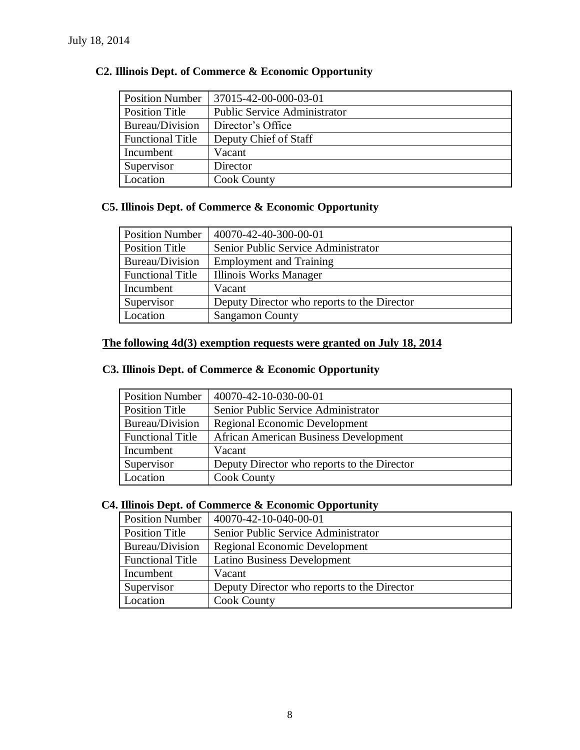July 18, 2014

**C2. Illinois Dept. of Commerce & Economic Opportunity**

| | |
|---|---|
| Position Number | 37015-42-00-000-03-01 |
| Position Title | Public Service Administrator |
| Bureau/Division | Director's Office |
| Functional Title | Deputy Chief of Staff |
| Incumbent | Vacant |
| Supervisor | Director |
| Location | Cook County |

**C5. Illinois Dept. of Commerce & Economic Opportunity**

| | |
|---|---|
| Position Number | 40070-42-40-300-00-01 |
| Position Title | Senior Public Service Administrator |
| Bureau/Division | Employment and Training |
| Functional Title | Illinois Works Manager |
| Incumbent | Vacant |
| Supervisor | Deputy Director who reports to the Director |
| Location | Sangamon County |

**The following 4d(3) exemption requests were granted on July 18, 2014**

**C3. Illinois Dept. of Commerce & Economic Opportunity**

| | |
|---|---|
| Position Number | 40070-42-10-030-00-01 |
| Position Title | Senior Public Service Administrator |
| Bureau/Division | Regional Economic Development |
| Functional Title | African American Business Development |
| Incumbent | Vacant |
| Supervisor | Deputy Director who reports to the Director |
| Location | Cook County |

**C4. Illinois Dept. of Commerce & Economic Opportunity**

| | |
|---|---|
| Position Number | 40070-42-10-040-00-01 |
| Position Title | Senior Public Service Administrator |
| Bureau/Division | Regional Economic Development |
| Functional Title | Latino Business Development |
| Incumbent | Vacant |
| Supervisor | Deputy Director who reports to the Director |
| Location | Cook County |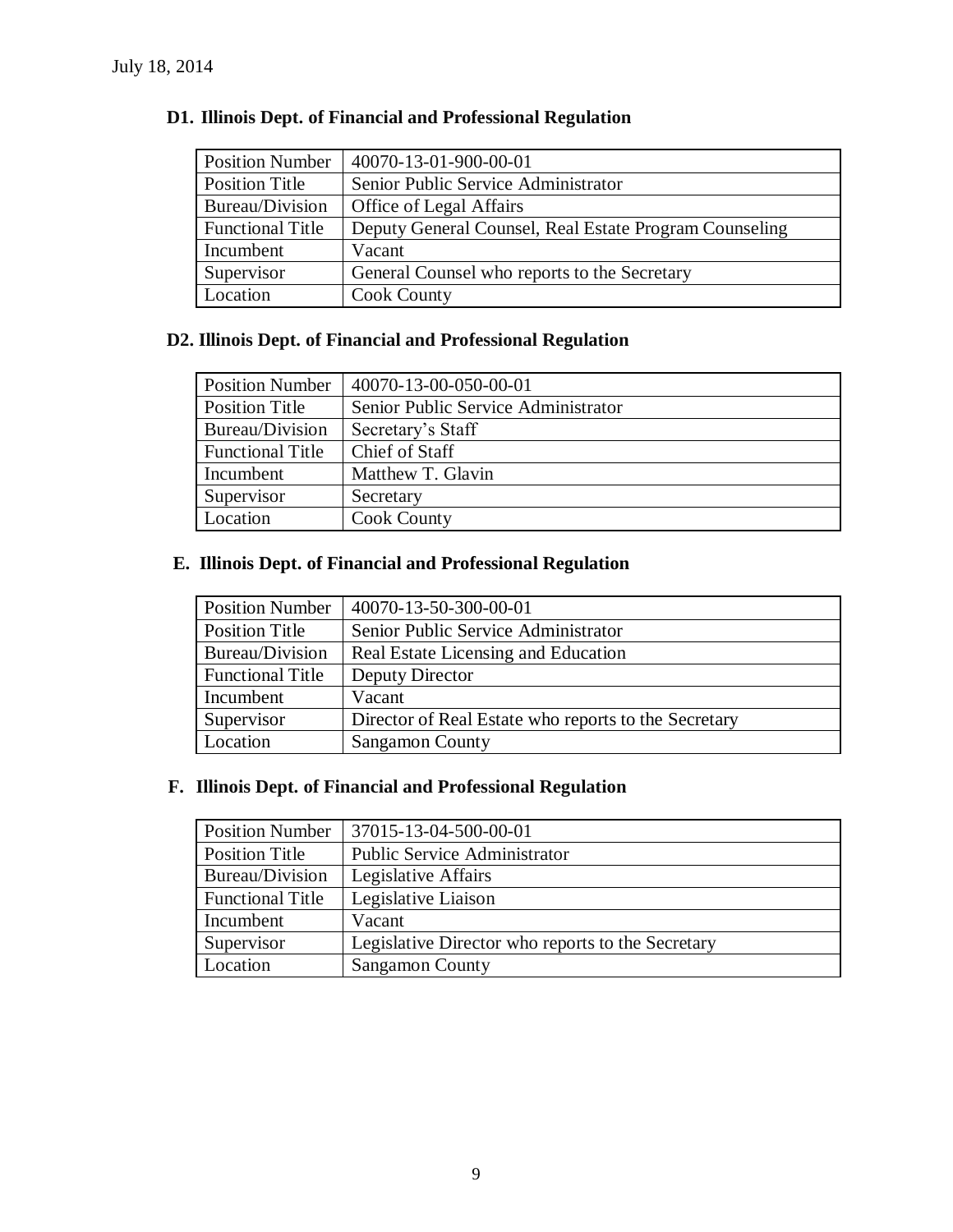July 18, 2014

### D1. Illinois Dept. of Financial and Professional Regulation

| | |
|---|---|
| Position Number | 40070-13-01-900-00-01 |
| Position Title | Senior Public Service Administrator |
| Bureau/Division | Office of Legal Affairs |
| Functional Title | Deputy General Counsel, Real Estate Program Counseling |
| Incumbent | Vacant |
| Supervisor | General Counsel who reports to the Secretary |
| Location | Cook County |

### D2. Illinois Dept. of Financial and Professional Regulation

| | |
|---|---|
| Position Number | 40070-13-00-050-00-01 |
| Position Title | Senior Public Service Administrator |
| Bureau/Division | Secretary's Staff |
| Functional Title | Chief of Staff |
| Incumbent | Matthew T. Glavin |
| Supervisor | Secretary |
| Location | Cook County |

### E. Illinois Dept. of Financial and Professional Regulation

| | |
|---|---|
| Position Number | 40070-13-50-300-00-01 |
| Position Title | Senior Public Service Administrator |
| Bureau/Division | Real Estate Licensing and Education |
| Functional Title | Deputy Director |
| Incumbent | Vacant |
| Supervisor | Director of Real Estate who reports to the Secretary |
| Location | Sangamon County |

### F. Illinois Dept. of Financial and Professional Regulation

| | |
|---|---|
| Position Number | 37015-13-04-500-00-01 |
| Position Title | Public Service Administrator |
| Bureau/Division | Legislative Affairs |
| Functional Title | Legislative Liaison |
| Incumbent | Vacant |
| Supervisor | Legislative Director who reports to the Secretary |
| Location | Sangamon County |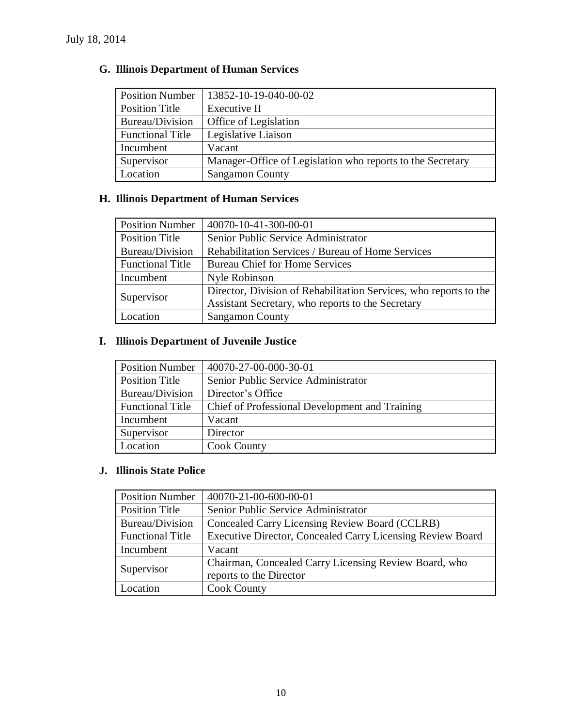July 18, 2014

### G. Illinois Department of Human Services

| | |
|---|---|
| Position Number | 13852-10-19-040-00-02 |
| Position Title | Executive II |
| Bureau/Division | Office of Legislation |
| Functional Title | Legislative Liaison |
| Incumbent | Vacant |
| Supervisor | Manager-Office of Legislation who reports to the Secretary |
| Location | Sangamon County |

### H. Illinois Department of Human Services

| | |
|---|---|
| Position Number | 40070-10-41-300-00-01 |
| Position Title | Senior Public Service Administrator |
| Bureau/Division | Rehabilitation Services / Bureau of Home Services |
| Functional Title | Bureau Chief for Home Services |
| Incumbent | Nyle Robinson |
| Supervisor | Director, Division of Rehabilitation Services, who reports to the Assistant Secretary, who reports to the Secretary |
| Location | Sangamon County |

### I. Illinois Department of Juvenile Justice

| | |
|---|---|
| Position Number | 40070-27-00-000-30-01 |
| Position Title | Senior Public Service Administrator |
| Bureau/Division | Director's Office |
| Functional Title | Chief of Professional Development and Training |
| Incumbent | Vacant |
| Supervisor | Director |
| Location | Cook County |

### J. Illinois State Police

| | |
|---|---|
| Position Number | 40070-21-00-600-00-01 |
| Position Title | Senior Public Service Administrator |
| Bureau/Division | Concealed Carry Licensing Review Board (CCLRB) |
| Functional Title | Executive Director, Concealed Carry Licensing Review Board |
| Incumbent | Vacant |
| Supervisor | Chairman, Concealed Carry Licensing Review Board, who reports to the Director |
| Location | Cook County |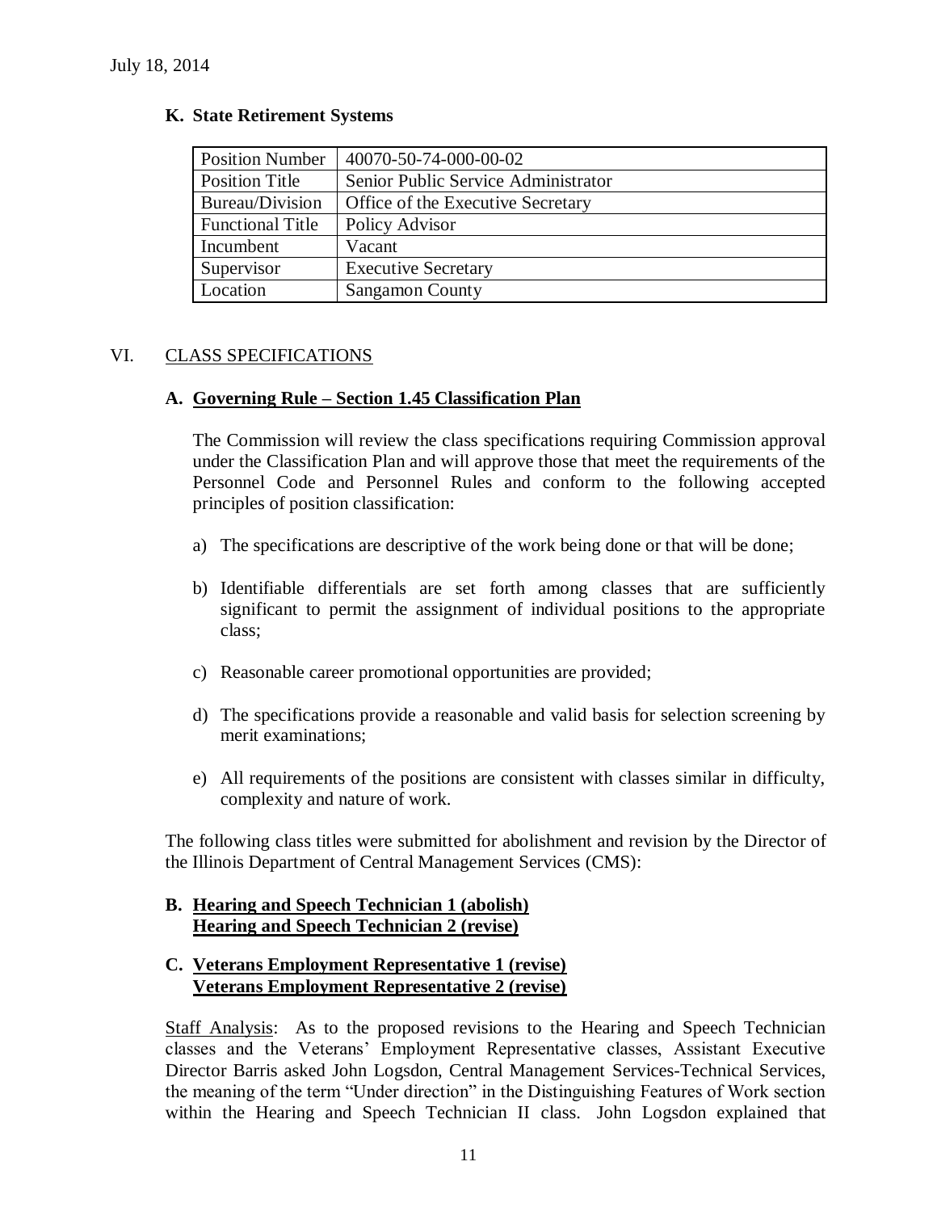July 18, 2014

### K. State Retirement Systems

| | |
|---|---|
| Position Number | 40070-50-74-000-00-02 |
| Position Title | Senior Public Service Administrator |
| Bureau/Division | Office of the Executive Secretary |
| Functional Title | Policy Advisor |
| Incumbent | Vacant |
| Supervisor | Executive Secretary |
| Location | Sangamon County |

## VI. CLASS SPECIFICATIONS

### A. Governing Rule – Section 1.45 Classification Plan

The Commission will review the class specifications requiring Commission approval under the Classification Plan and will approve those that meet the requirements of the Personnel Code and Personnel Rules and conform to the following accepted principles of position classification:

a) The specifications are descriptive of the work being done or that will be done;

b) Identifiable differentials are set forth among classes that are sufficiently significant to permit the assignment of individual positions to the appropriate class;

c) Reasonable career promotional opportunities are provided;

d) The specifications provide a reasonable and valid basis for selection screening by merit examinations;

e) All requirements of the positions are consistent with classes similar in difficulty, complexity and nature of work.

The following class titles were submitted for abolishment and revision by the Director of the Illinois Department of Central Management Services (CMS):

### B. Hearing and Speech Technician 1 (abolish) Hearing and Speech Technician 2 (revise)

### C. Veterans Employment Representative 1 (revise) Veterans Employment Representative 2 (revise)

Staff Analysis: As to the proposed revisions to the Hearing and Speech Technician classes and the Veterans' Employment Representative classes, Assistant Executive Director Barris asked John Logsdon, Central Management Services-Technical Services, the meaning of the term "Under direction" in the Distinguishing Features of Work section within the Hearing and Speech Technician II class. John Logsdon explained that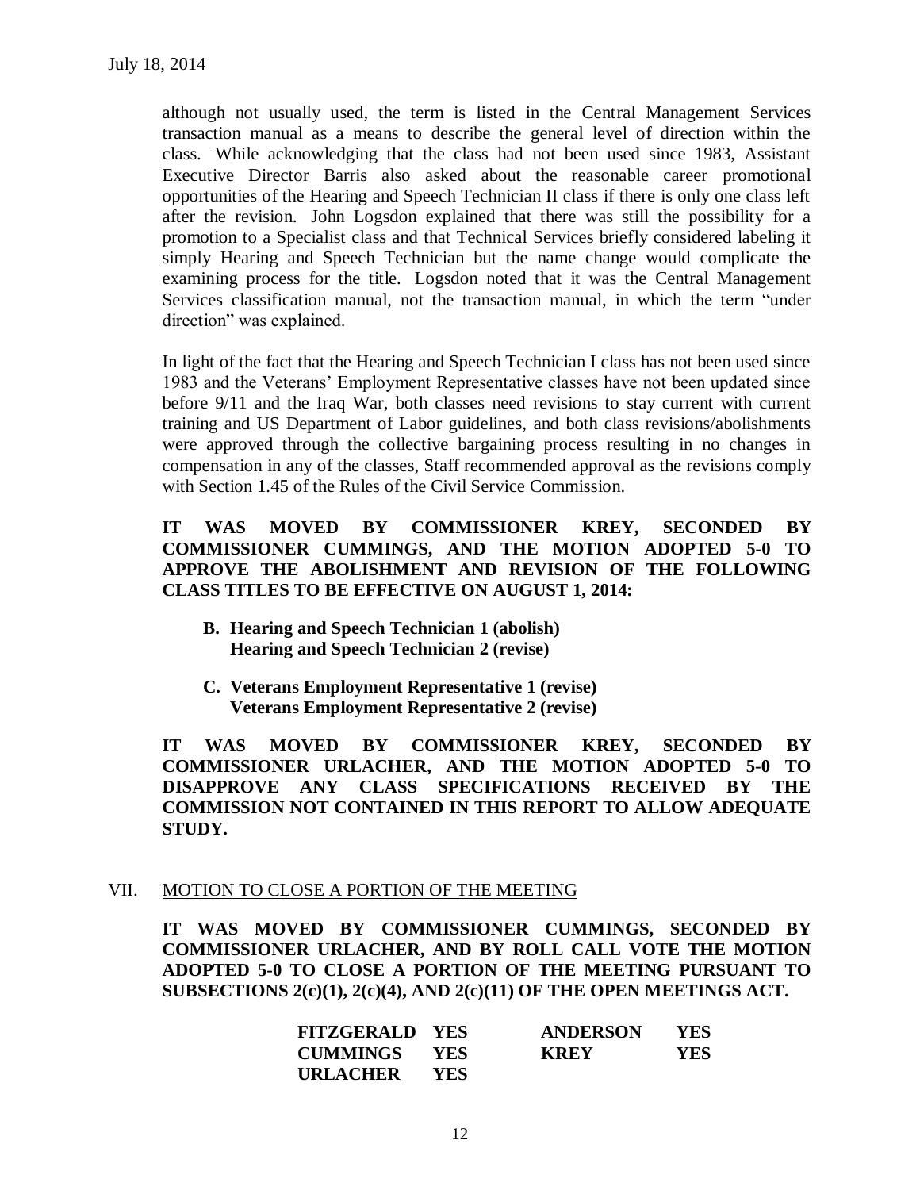although not usually used, the term is listed in the Central Management Services transaction manual as a means to describe the general level of direction within the class. While acknowledging that the class had not been used since 1983, Assistant Executive Director Barris also asked about the reasonable career promotional opportunities of the Hearing and Speech Technician II class if there is only one class left after the revision. John Logsdon explained that there was still the possibility for a promotion to a Specialist class and that Technical Services briefly considered labeling it simply Hearing and Speech Technician but the name change would complicate the examining process for the title. Logsdon noted that it was the Central Management Services classification manual, not the transaction manual, in which the term "under direction" was explained.

In light of the fact that the Hearing and Speech Technician I class has not been used since 1983 and the Veterans' Employment Representative classes have not been updated since before 9/11 and the Iraq War, both classes need revisions to stay current with current training and US Department of Labor guidelines, and both class revisions/abolishments were approved through the collective bargaining process resulting in no changes in compensation in any of the classes, Staff recommended approval as the revisions comply with Section 1.45 of the Rules of the Civil Service Commission.

**IT WAS MOVED BY COMMISSIONER KREY, SECONDED BY COMMISSIONER CUMMINGS, AND THE MOTION ADOPTED 5-0 TO APPROVE THE ABOLISHMENT AND REVISION OF THE FOLLOWING CLASS TITLES TO BE EFFECTIVE ON AUGUST 1, 2014:**

**B. Hearing and Speech Technician 1 (abolish)**
**Hearing and Speech Technician 2 (revise)**

**C. Veterans Employment Representative 1 (revise)**
**Veterans Employment Representative 2 (revise)**

**IT WAS MOVED BY COMMISSIONER KREY, SECONDED BY COMMISSIONER URLACHER, AND THE MOTION ADOPTED 5-0 TO DISAPPROVE ANY CLASS SPECIFICATIONS RECEIVED BY THE COMMISSION NOT CONTAINED IN THIS REPORT TO ALLOW ADEQUATE STUDY.**

## VII. MOTION TO CLOSE A PORTION OF THE MEETING

**IT WAS MOVED BY COMMISSIONER CUMMINGS, SECONDED BY COMMISSIONER URLACHER, AND BY ROLL CALL VOTE THE MOTION ADOPTED 5-0 TO CLOSE A PORTION OF THE MEETING PURSUANT TO SUBSECTIONS 2(c)(1), 2(c)(4), AND 2(c)(11) OF THE OPEN MEETINGS ACT.**

| | | | |
|---|---|---|---|
| **FITZGERALD** | **YES** | **ANDERSON** | **YES** |
| **CUMMINGS** | **YES** | **KREY** | **YES** |
| **URLACHER** | **YES** | | |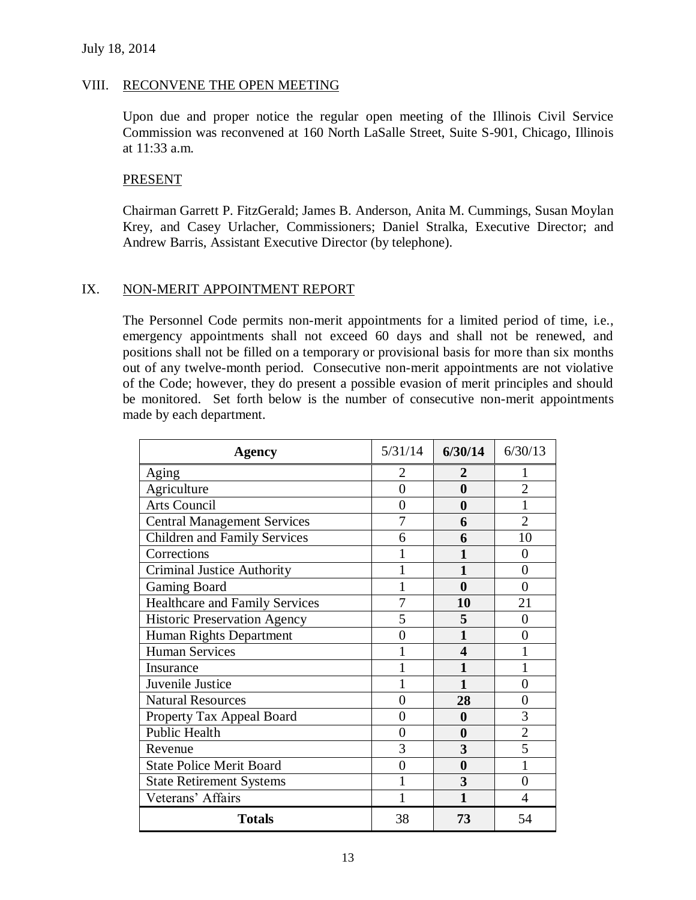July 18, 2014

## VIII. RECONVENE THE OPEN MEETING

Upon due and proper notice the regular open meeting of the Illinois Civil Service Commission was reconvened at 160 North LaSalle Street, Suite S-901, Chicago, Illinois at 11:33 a.m.

### PRESENT

Chairman Garrett P. FitzGerald; James B. Anderson, Anita M. Cummings, Susan Moylan Krey, and Casey Urlacher, Commissioners; Daniel Stralka, Executive Director; and Andrew Barris, Assistant Executive Director (by telephone).

## IX. NON-MERIT APPOINTMENT REPORT

The Personnel Code permits non-merit appointments for a limited period of time, i.e., emergency appointments shall not exceed 60 days and shall not be renewed, and positions shall not be filled on a temporary or provisional basis for more than six months out of any twelve-month period. Consecutive non-merit appointments are not violative of the Code; however, they do present a possible evasion of merit principles and should be monitored. Set forth below is the number of consecutive non-merit appointments made by each department.

| **Agency** | 5/31/14 | **6/30/14** | 6/30/13 |
|---|---|---|---|
| Aging | 2 | **2** | 1 |
| Agriculture | 0 | **0** | 2 |
| Arts Council | 0 | **0** | 1 |
| Central Management Services | 7 | **6** | 2 |
| Children and Family Services | 6 | **6** | 10 |
| Corrections | 1 | **1** | 0 |
| Criminal Justice Authority | 1 | **1** | 0 |
| Gaming Board | 1 | **0** | 0 |
| Healthcare and Family Services | 7 | **10** | 21 |
| Historic Preservation Agency | 5 | **5** | 0 |
| Human Rights Department | 0 | **1** | 0 |
| Human Services | 1 | **4** | 1 |
| Insurance | 1 | **1** | 1 |
| Juvenile Justice | 1 | **1** | 0 |
| Natural Resources | 0 | **28** | 0 |
| Property Tax Appeal Board | 0 | **0** | 3 |
| Public Health | 0 | **0** | 2 |
| Revenue | 3 | **3** | 5 |
| State Police Merit Board | 0 | **0** | 1 |
| State Retirement Systems | 1 | **3** | 0 |
| Veterans' Affairs | 1 | **1** | 4 |
| **Totals** | 38 | **73** | 54 |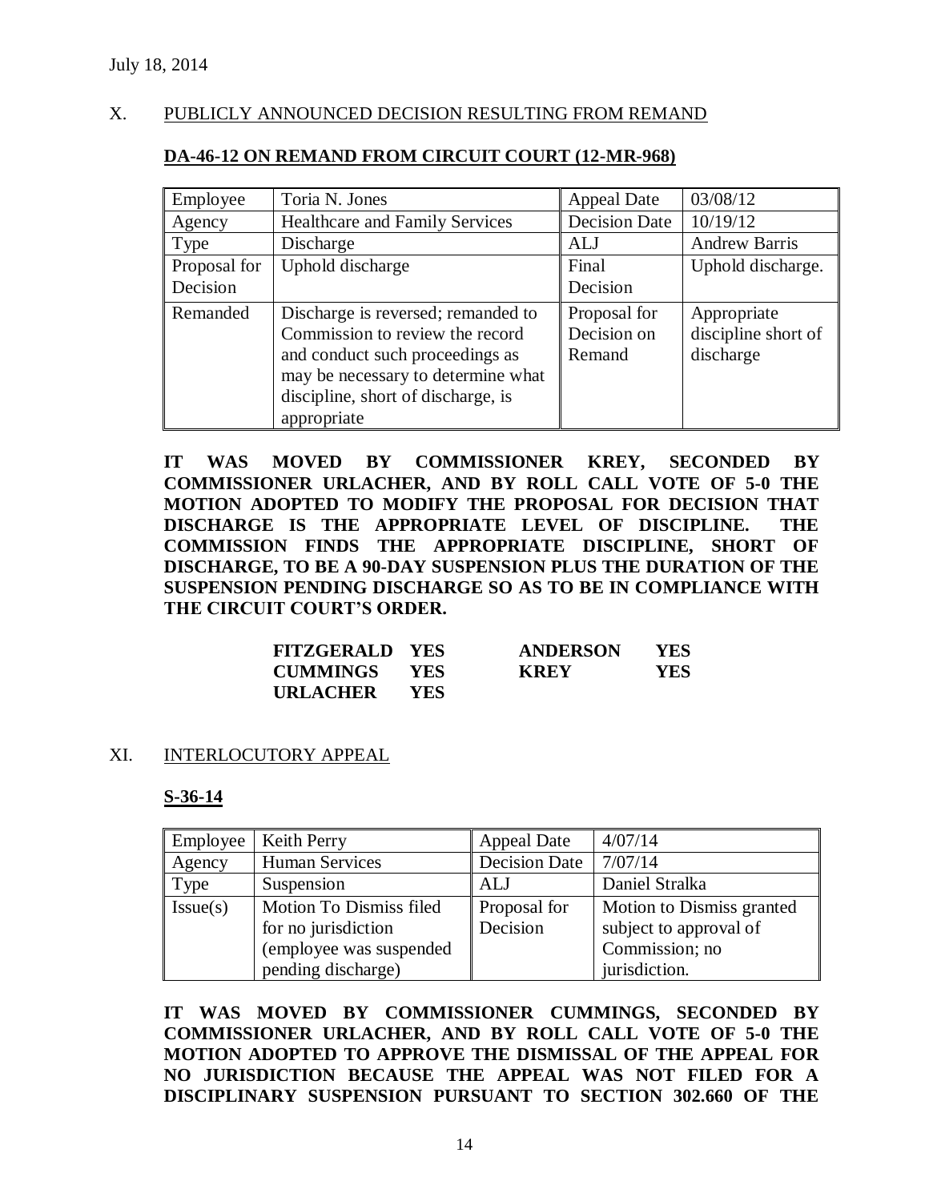July 18, 2014

## X. PUBLICLY ANNOUNCED DECISION RESULTING FROM REMAND

**DA-46-12 ON REMAND FROM CIRCUIT COURT (12-MR-968)**

| | | | |
|---|---|---|---|
| Employee | Toria N. Jones | Appeal Date | 03/08/12 |
| Agency | Healthcare and Family Services | Decision Date | 10/19/12 |
| Type | Discharge | ALJ | Andrew Barris |
| Proposal for Decision | Uphold discharge | Final Decision | Uphold discharge. |
| Remanded | Discharge is reversed; remanded to Commission to review the record and conduct such proceedings as may be necessary to determine what discipline, short of discharge, is appropriate | Proposal for Decision on Remand | Appropriate discipline short of discharge |

**IT WAS MOVED BY COMMISSIONER KREY, SECONDED BY COMMISSIONER URLACHER, AND BY ROLL CALL VOTE OF 5-0 THE MOTION ADOPTED TO MODIFY THE PROPOSAL FOR DECISION THAT DISCHARGE IS THE APPROPRIATE LEVEL OF DISCIPLINE. THE COMMISSION FINDS THE APPROPRIATE DISCIPLINE, SHORT OF DISCHARGE, TO BE A 90-DAY SUSPENSION PLUS THE DURATION OF THE SUSPENSION PENDING DISCHARGE SO AS TO BE IN COMPLIANCE WITH THE CIRCUIT COURT'S ORDER.**

| | | | |
|---|---|---|---|
| **FITZGERALD** | **YES** | **ANDERSON** | **YES** |
| **CUMMINGS** | **YES** | **KREY** | **YES** |
| **URLACHER** | **YES** | | |

## XI. INTERLOCUTORY APPEAL

**S-36-14**

| | | | |
|---|---|---|---|
| Employee | Keith Perry | Appeal Date | 4/07/14 |
| Agency | Human Services | Decision Date | 7/07/14 |
| Type | Suspension | ALJ | Daniel Stralka |
| Issue(s) | Motion To Dismiss filed for no jurisdiction (employee was suspended pending discharge) | Proposal for Decision | Motion to Dismiss granted subject to approval of Commission; no jurisdiction. |

**IT WAS MOVED BY COMMISSIONER CUMMINGS, SECONDED BY COMMISSIONER URLACHER, AND BY ROLL CALL VOTE OF 5-0 THE MOTION ADOPTED TO APPROVE THE DISMISSAL OF THE APPEAL FOR NO JURISDICTION BECAUSE THE APPEAL WAS NOT FILED FOR A DISCIPLINARY SUSPENSION PURSUANT TO SECTION 302.660 OF THE**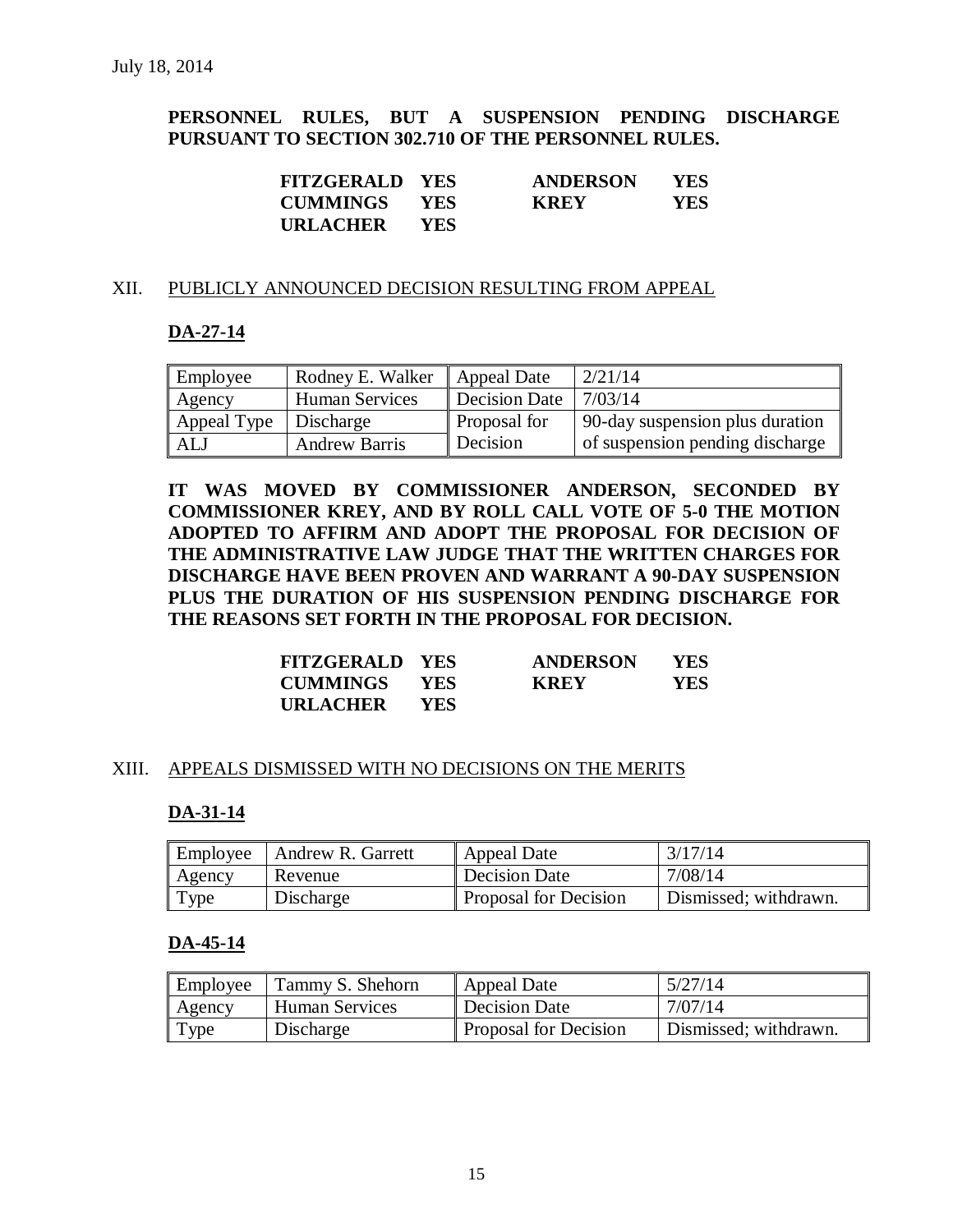**PERSONNEL RULES, BUT A SUSPENSION PENDING DISCHARGE PURSUANT TO SECTION 302.710 OF THE PERSONNEL RULES.**

| | | | |
|---|---|---|---|
| **FITZGERALD** | **YES** | **ANDERSON** | **YES** |
| **CUMMINGS** | **YES** | **KREY** | **YES** |
| **URLACHER** | **YES** | | |

## XII. PUBLICLY ANNOUNCED DECISION RESULTING FROM APPEAL

### DA-27-14

| | | | |
|---|---|---|---|
| Employee | Rodney E. Walker | Appeal Date | 2/21/14 |
| Agency | Human Services | Decision Date | 7/03/14 |
| Appeal Type | Discharge | Proposal for Decision | 90-day suspension plus duration of suspension pending discharge |
| ALJ | Andrew Barris | | |

**IT WAS MOVED BY COMMISSIONER ANDERSON, SECONDED BY COMMISSIONER KREY, AND BY ROLL CALL VOTE OF 5-0 THE MOTION ADOPTED TO AFFIRM AND ADOPT THE PROPOSAL FOR DECISION OF THE ADMINISTRATIVE LAW JUDGE THAT THE WRITTEN CHARGES FOR DISCHARGE HAVE BEEN PROVEN AND WARRANT A 90-DAY SUSPENSION PLUS THE DURATION OF HIS SUSPENSION PENDING DISCHARGE FOR THE REASONS SET FORTH IN THE PROPOSAL FOR DECISION.**

| | | | |
|---|---|---|---|
| **FITZGERALD** | **YES** | **ANDERSON** | **YES** |
| **CUMMINGS** | **YES** | **KREY** | **YES** |
| **URLACHER** | **YES** | | |

## XIII. APPEALS DISMISSED WITH NO DECISIONS ON THE MERITS

### DA-31-14

| | | | |
|---|---|---|---|
| Employee | Andrew R. Garrett | Appeal Date | 3/17/14 |
| Agency | Revenue | Decision Date | 7/08/14 |
| Type | Discharge | Proposal for Decision | Dismissed; withdrawn. |

### DA-45-14

| | | | |
|---|---|---|---|
| Employee | Tammy S. Shehorn | Appeal Date | 5/27/14 |
| Agency | Human Services | Decision Date | 7/07/14 |
| Type | Discharge | Proposal for Decision | Dismissed; withdrawn. |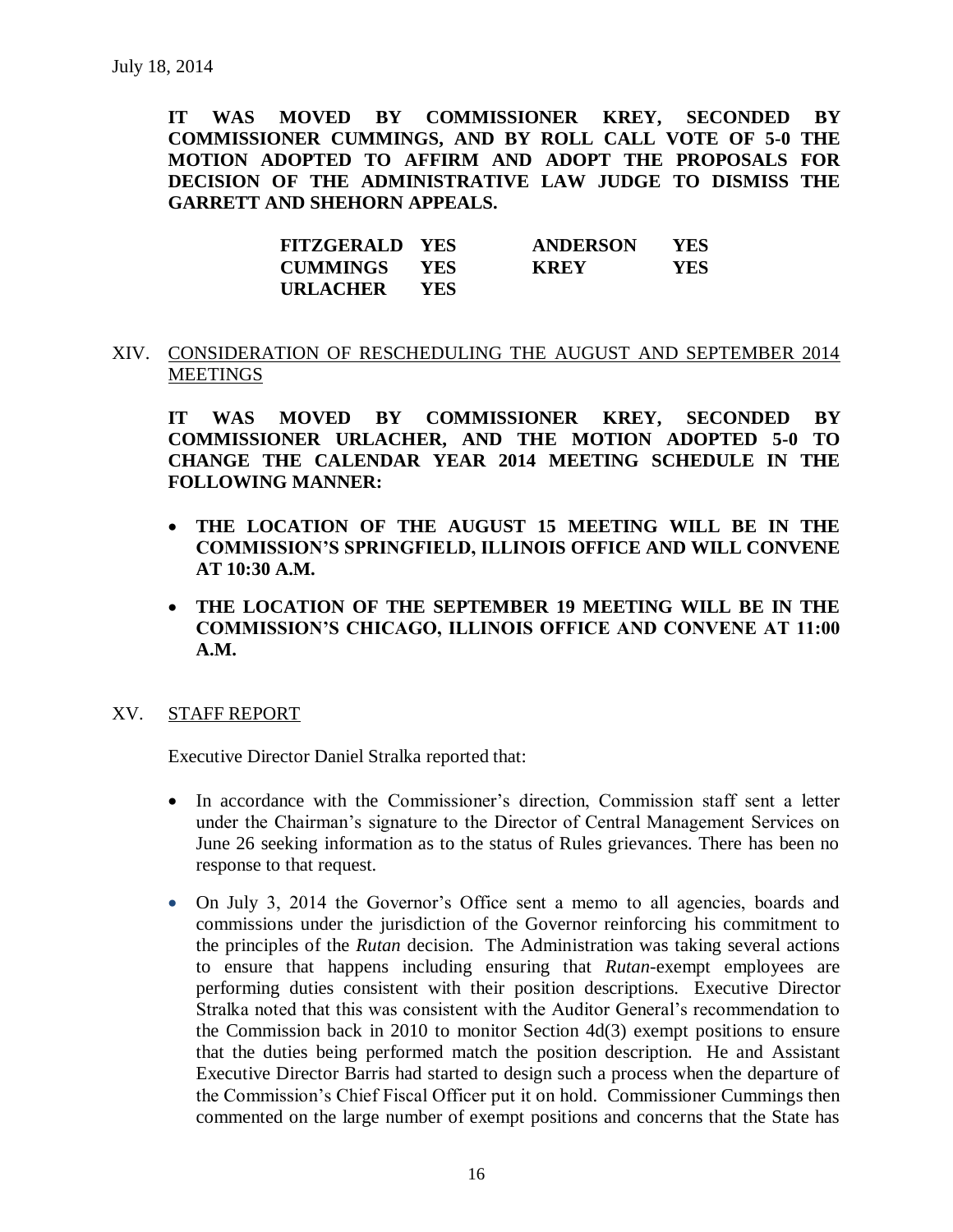**IT WAS MOVED BY COMMISSIONER KREY, SECONDED BY COMMISSIONER CUMMINGS, AND BY ROLL CALL VOTE OF 5-0 THE MOTION ADOPTED TO AFFIRM AND ADOPT THE PROPOSALS FOR DECISION OF THE ADMINISTRATIVE LAW JUDGE TO DISMISS THE GARRETT AND SHEHORN APPEALS.**

| | | | |
|---|---|---|---|
| **FITZGERALD** | **YES** | **ANDERSON** | **YES** |
| **CUMMINGS** | **YES** | **KREY** | **YES** |
| **URLACHER** | **YES** | | |

XIV. CONSIDERATION OF RESCHEDULING THE AUGUST AND SEPTEMBER 2014 MEETINGS

**IT WAS MOVED BY COMMISSIONER KREY, SECONDED BY COMMISSIONER URLACHER, AND THE MOTION ADOPTED 5-0 TO CHANGE THE CALENDAR YEAR 2014 MEETING SCHEDULE IN THE FOLLOWING MANNER:**

- **THE LOCATION OF THE AUGUST 15 MEETING WILL BE IN THE COMMISSION'S SPRINGFIELD, ILLINOIS OFFICE AND WILL CONVENE AT 10:30 A.M.**
- **THE LOCATION OF THE SEPTEMBER 19 MEETING WILL BE IN THE COMMISSION'S CHICAGO, ILLINOIS OFFICE AND CONVENE AT 11:00 A.M.**

XV. STAFF REPORT

Executive Director Daniel Stralka reported that:

- In accordance with the Commissioner's direction, Commission staff sent a letter under the Chairman's signature to the Director of Central Management Services on June 26 seeking information as to the status of Rules grievances. There has been no response to that request.
- On July 3, 2014 the Governor's Office sent a memo to all agencies, boards and commissions under the jurisdiction of the Governor reinforcing his commitment to the principles of the *Rutan* decision. The Administration was taking several actions to ensure that happens including ensuring that *Rutan*-exempt employees are performing duties consistent with their position descriptions. Executive Director Stralka noted that this was consistent with the Auditor General's recommendation to the Commission back in 2010 to monitor Section 4d(3) exempt positions to ensure that the duties being performed match the position description. He and Assistant Executive Director Barris had started to design such a process when the departure of the Commission's Chief Fiscal Officer put it on hold. Commissioner Cummings then commented on the large number of exempt positions and concerns that the State has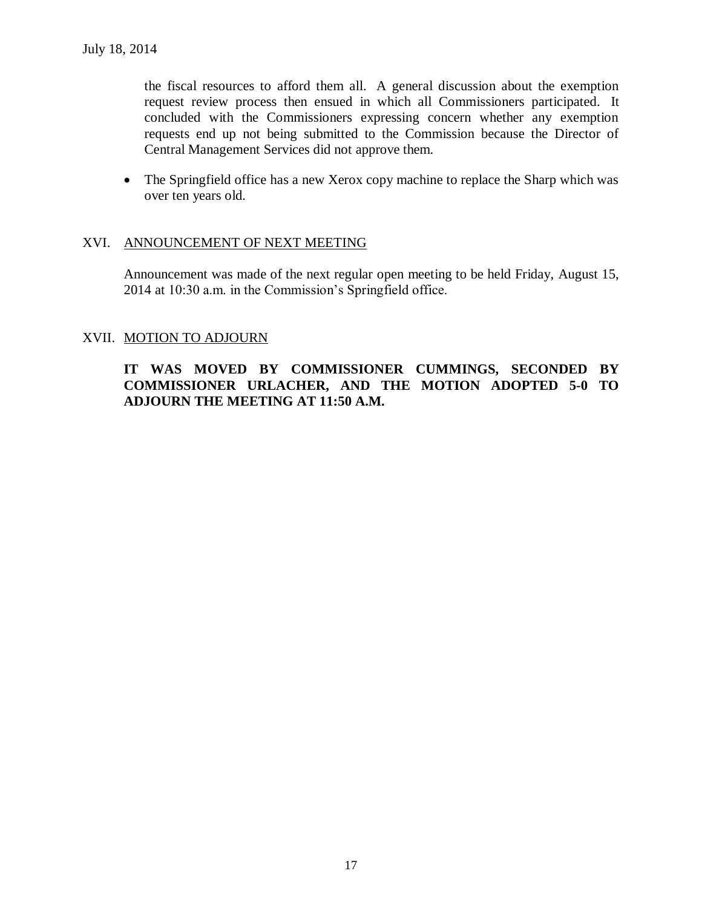the fiscal resources to afford them all. A general discussion about the exemption request review process then ensued in which all Commissioners participated. It concluded with the Commissioners expressing concern whether any exemption requests end up not being submitted to the Commission because the Director of Central Management Services did not approve them.

- The Springfield office has a new Xerox copy machine to replace the Sharp which was over ten years old.

## XVI. ANNOUNCEMENT OF NEXT MEETING

Announcement was made of the next regular open meeting to be held Friday, August 15, 2014 at 10:30 a.m. in the Commission's Springfield office.

## XVII. MOTION TO ADJOURN

**IT WAS MOVED BY COMMISSIONER CUMMINGS, SECONDED BY COMMISSIONER URLACHER, AND THE MOTION ADOPTED 5-0 TO ADJOURN THE MEETING AT 11:50 A.M.**